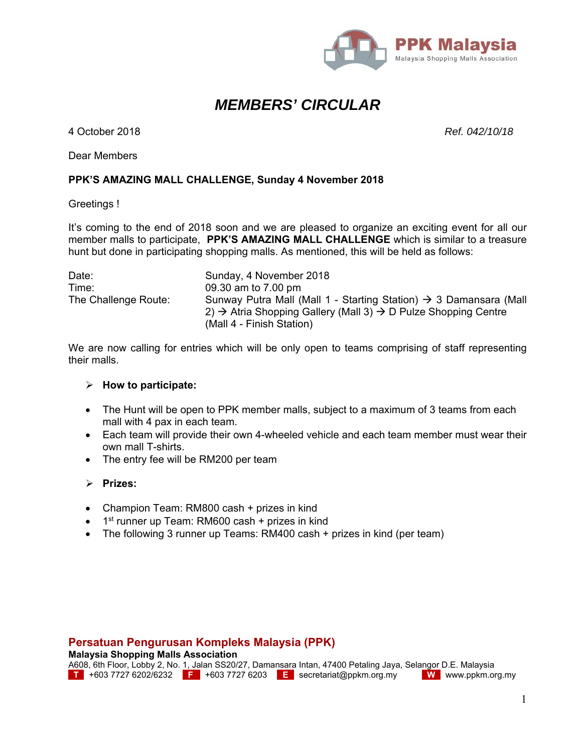PPK Malaysia
Malaysia Shopping Malls Association

# *MEMBERS' CIRCULAR*

4 October 2018 *Ref. 042/10/18*

Dear Members

**PPK'S AMAZING MALL CHALLENGE, Sunday 4 November 2018**

Greetings !

It's coming to the end of 2018 soon and we are pleased to organize an exciting event for all our member malls to participate, **PPK'S AMAZING MALL CHALLENGE** which is similar to a treasure hunt but done in participating shopping malls. As mentioned, this will be held as follows:

| | |
|---|---|
| Date: | Sunday, 4 November 2018 |
| Time: | 09.30 am to 7.00 pm |
| The Challenge Route: | Sunway Putra Mall (Mall 1 - Starting Station) → 3 Damansara (Mall 2) → Atria Shopping Gallery (Mall 3) → D Pulze Shopping Centre (Mall 4 - Finish Station) |

We are now calling for entries which will be only open to teams comprising of staff representing their malls.

➢ **How to participate:**

- The Hunt will be open to PPK member malls, subject to a maximum of 3 teams from each mall with 4 pax in each team.
- Each team will provide their own 4-wheeled vehicle and each team member must wear their own mall T-shirts.
- The entry fee will be RM200 per team

➢ **Prizes:**

- Champion Team: RM800 cash + prizes in kind
- 1st runner up Team: RM600 cash + prizes in kind
- The following 3 runner up Teams: RM400 cash + prizes in kind (per team)

**Persatuan Pengurusan Kompleks Malaysia (PPK)**
**Malaysia Shopping Malls Association**
A608, 6th Floor, Lobby 2, No. 1, Jalan SS20/27, Damansara Intan, 47400 Petaling Jaya, Selangor D.E. Malaysia
T +603 7727 6202/6232 F +603 7727 6203 E secretariat@ppkm.org.my W www.ppkm.org.my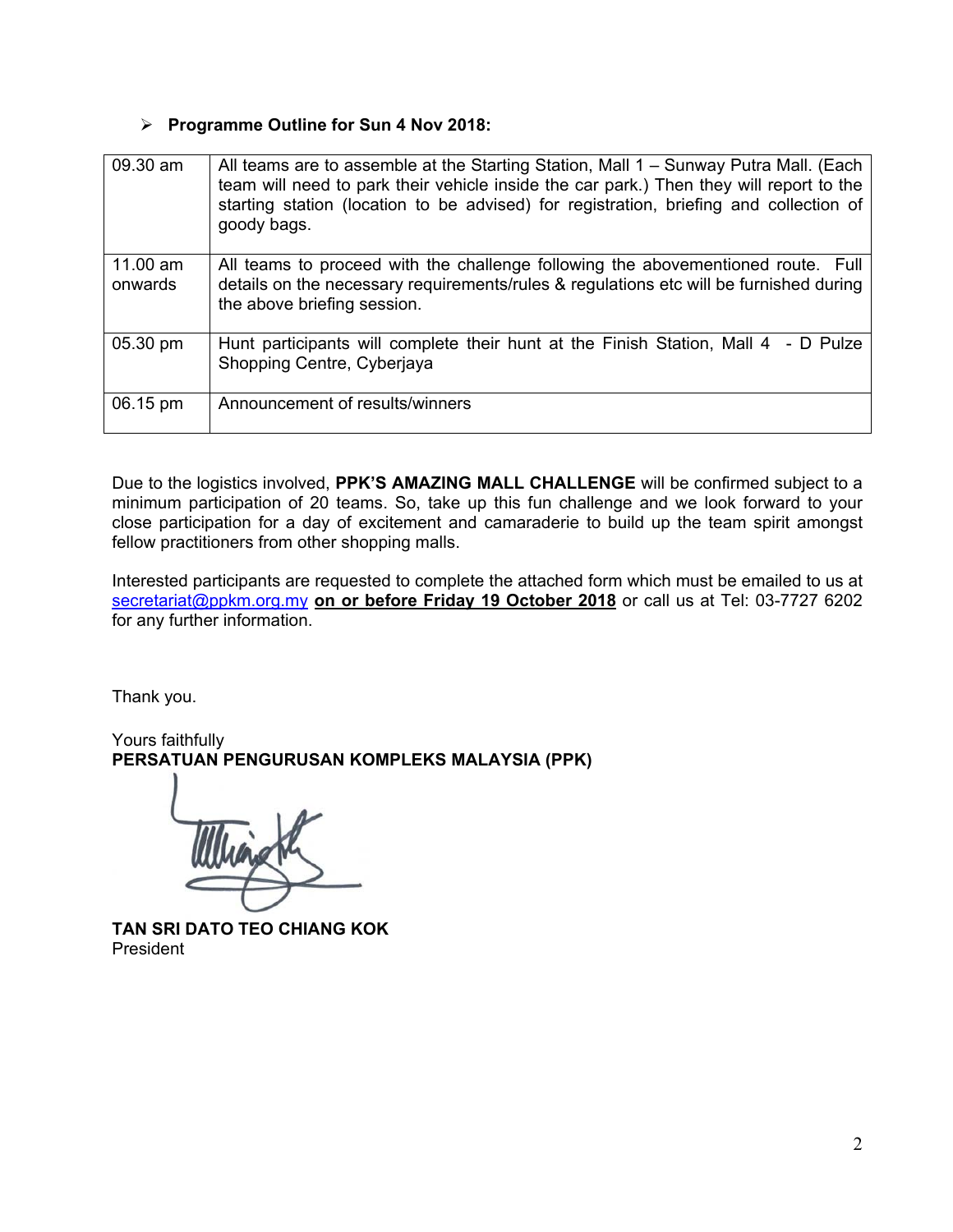- **Programme Outline for Sun 4 Nov 2018:**

| | |
|---|---|
| 09.30 am | All teams are to assemble at the Starting Station, Mall 1 – Sunway Putra Mall. (Each team will need to park their vehicle inside the car park.) Then they will report to the starting station (location to be advised) for registration, briefing and collection of goody bags. |
| 11.00 am onwards | All teams to proceed with the challenge following the abovementioned route. Full details on the necessary requirements/rules & regulations etc will be furnished during the above briefing session. |
| 05.30 pm | Hunt participants will complete their hunt at the Finish Station, Mall 4 - D Pulze Shopping Centre, Cyberjaya |
| 06.15 pm | Announcement of results/winners |

Due to the logistics involved, **PPK'S AMAZING MALL CHALLENGE** will be confirmed subject to a minimum participation of 20 teams. So, take up this fun challenge and we look forward to your close participation for a day of excitement and camaraderie to build up the team spirit amongst fellow practitioners from other shopping malls.

Interested participants are requested to complete the attached form which must be emailed to us at secretariat@ppkm.org.my **on or before Friday 19 October 2018** or call us at Tel: 03-7727 6202 for any further information.

Thank you.

Yours faithfully
**PERSATUAN PENGURUSAN KOMPLEKS MALAYSIA (PPK)**

**TAN SRI DATO TEO CHIANG KOK**
President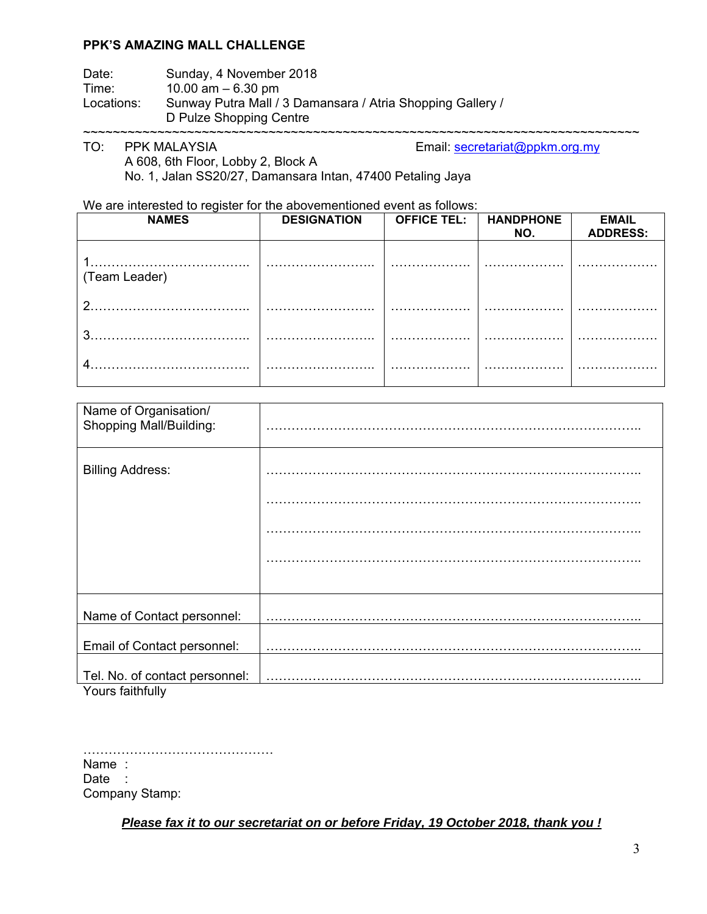**PPK'S AMAZING MALL CHALLENGE**

Date: Sunday, 4 November 2018
Time: 10.00 am – 6.30 pm
Locations: Sunway Putra Mall / 3 Damansara / Atria Shopping Gallery / D Pulze Shopping Centre

~~~~~~~~~~~~~~~~~~~~~~~~~~~~~~~~~~~~~~~~~~~~~~~~~~~~~~~~~~~~~~~~~~~~~~~~~~~~

TO: PPK MALAYSIA
A 608, 6th Floor, Lobby 2, Block A
No. 1, Jalan SS20/27, Damansara Intan, 47400 Petaling Jaya

Email: secretariat@ppkm.org.my

We are interested to register for the abovementioned event as follows:

| NAMES | DESIGNATION | OFFICE TEL: | HANDPHONE NO. | EMAIL ADDRESS: |
|---|---|---|---|---|
| 1……………………………….. (Team Leader) | …………………….. | ………………. | ………………. | ………………. |
| 2……………………………….. | …………………….. | ………………. | ………………. | ………………. |
| 3……………………………….. | …………………….. | ………………. | ………………. | ………………. |
| 4……………………………….. | …………………….. | ………………. | ………………. | ………………. |

| | |
|---|---|
| Name of Organisation/ Shopping Mall/Building: | ………………………………………………………………………….. |
| Billing Address: | ………………………………………………………………………….. ………………………………………………………………………….. ………………………………………………………………………….. ………………………………………………………………………….. |
| Name of Contact personnel: | ………………………………………………………………………….. |
| Email of Contact personnel: | ………………………………………………………………………….. |
| Tel. No. of contact personnel: | ………………………………………………………………………….. |

Yours faithfully

………………………………………
Name :
Date :
Company Stamp:

***Please fax it to our secretariat on or before Friday, 19 October 2018, thank you !***